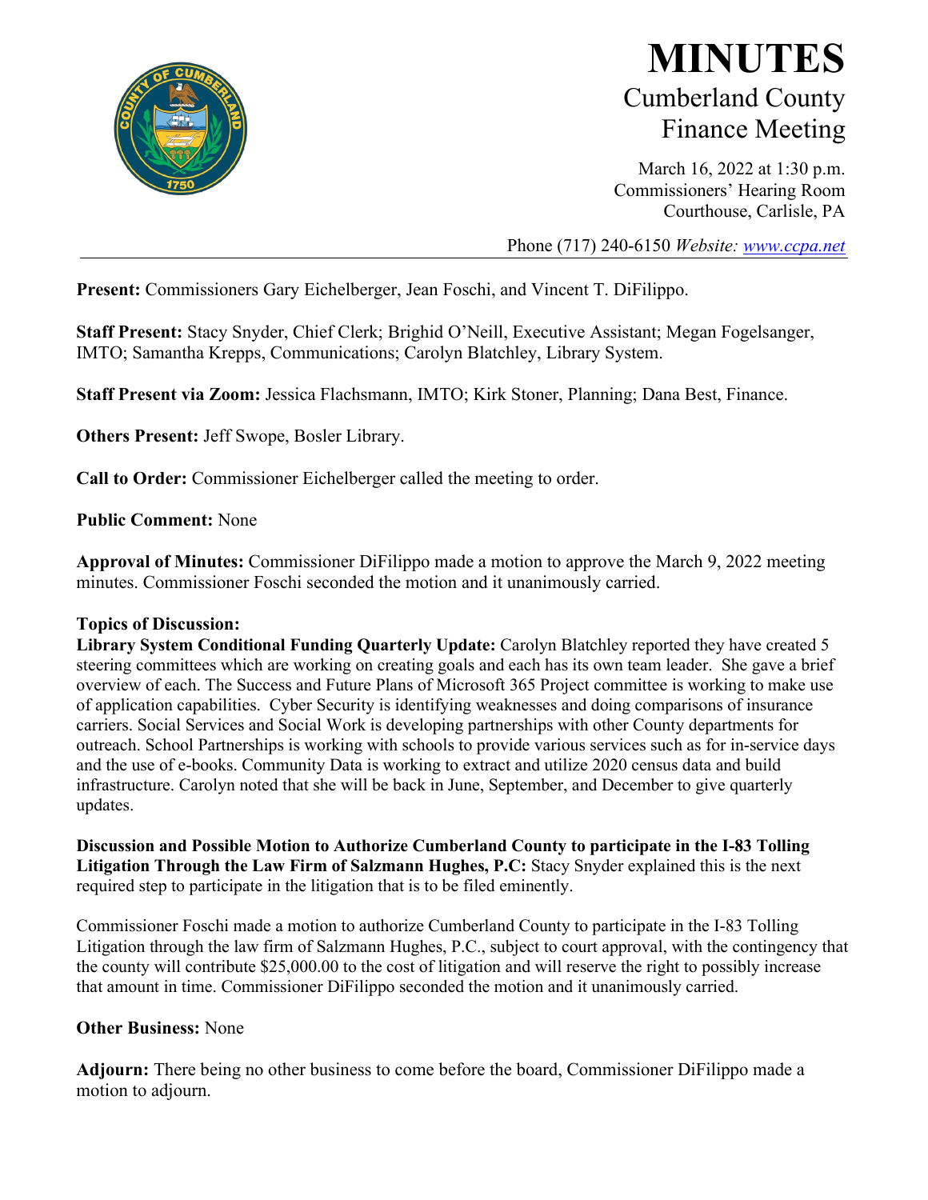# MINUTES

## Cumberland County Finance Meeting

March 16, 2022 at 1:30 p.m.
Commissioners' Hearing Room
Courthouse, Carlisle, PA

Phone (717) 240-6150 *Website: www.ccpa.net*

---

**Present:** Commissioners Gary Eichelberger, Jean Foschi, and Vincent T. DiFilippo.

**Staff Present:** Stacy Snyder, Chief Clerk; Brighid O'Neill, Executive Assistant; Megan Fogelsanger, IMTO; Samantha Krepps, Communications; Carolyn Blatchley, Library System.

**Staff Present via Zoom:** Jessica Flachsmann, IMTO; Kirk Stoner, Planning; Dana Best, Finance.

**Others Present:** Jeff Swope, Bosler Library.

**Call to Order:** Commissioner Eichelberger called the meeting to order.

**Public Comment:** None

**Approval of Minutes:** Commissioner DiFilippo made a motion to approve the March 9, 2022 meeting minutes. Commissioner Foschi seconded the motion and it unanimously carried.

**Topics of Discussion:**

**Library System Conditional Funding Quarterly Update:** Carolyn Blatchley reported they have created 5 steering committees which are working on creating goals and each has its own team leader. She gave a brief overview of each. The Success and Future Plans of Microsoft 365 Project committee is working to make use of application capabilities. Cyber Security is identifying weaknesses and doing comparisons of insurance carriers. Social Services and Social Work is developing partnerships with other County departments for outreach. School Partnerships is working with schools to provide various services such as for in-service days and the use of e-books. Community Data is working to extract and utilize 2020 census data and build infrastructure. Carolyn noted that she will be back in June, September, and December to give quarterly updates.

**Discussion and Possible Motion to Authorize Cumberland County to participate in the I-83 Tolling Litigation Through the Law Firm of Salzmann Hughes, P.C:** Stacy Snyder explained this is the next required step to participate in the litigation that is to be filed eminently.

Commissioner Foschi made a motion to authorize Cumberland County to participate in the I-83 Tolling Litigation through the law firm of Salzmann Hughes, P.C., subject to court approval, with the contingency that the county will contribute $25,000.00 to the cost of litigation and will reserve the right to possibly increase that amount in time. Commissioner DiFilippo seconded the motion and it unanimously carried.

**Other Business:** None

**Adjourn:** There being no other business to come before the board, Commissioner DiFilippo made a motion to adjourn.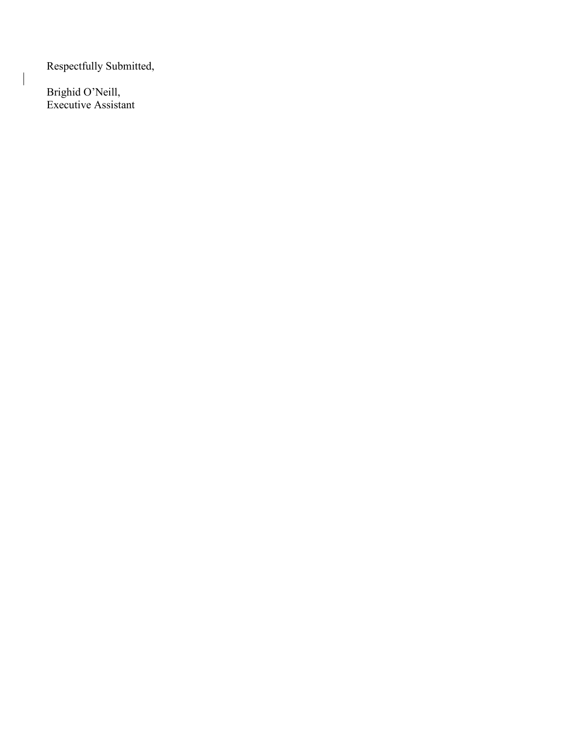Respectfully Submitted,

Brighid O’Neill,
Executive Assistant